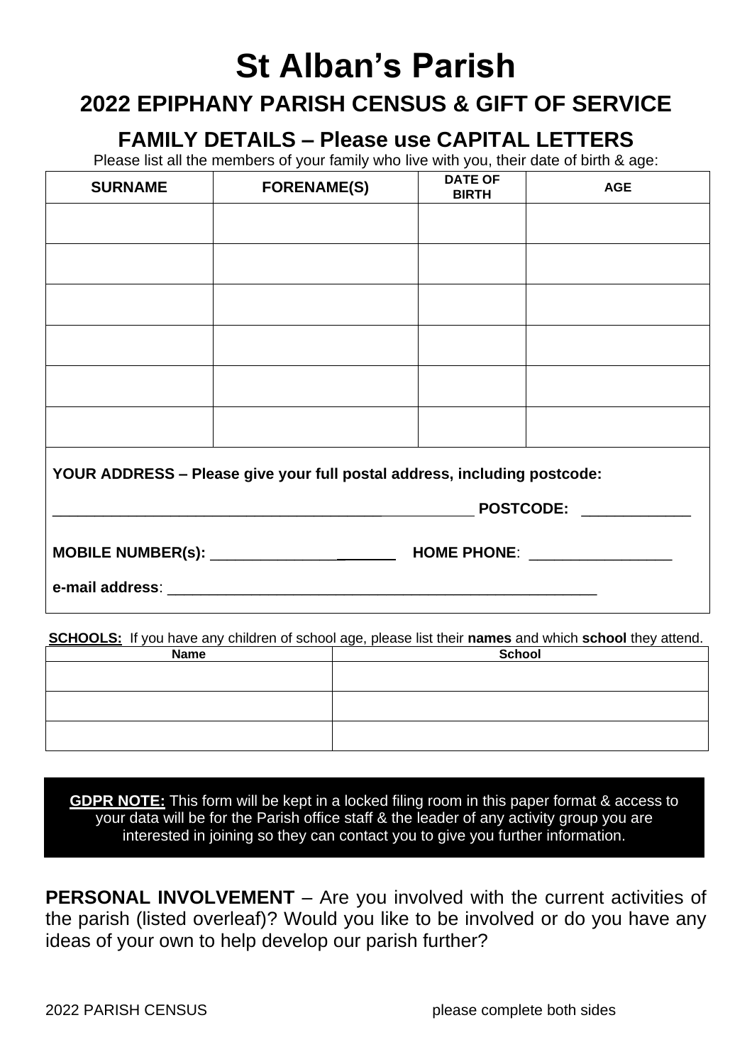# St Alban's Parish

## 2022 EPIPHANY PARISH CENSUS & GIFT OF SERVICE

### FAMILY DETAILS – Please use CAPITAL LETTERS

Please list all the members of your family who live with you, their date of birth & age:

| SURNAME | FORENAME(S) | DATE OF BIRTH | AGE |
|---|---|---|---|
| | | | |
| | | | |
| | | | |
| | | | |
| | | | |
| | | | |

**YOUR ADDRESS – Please give your full postal address, including postcode:**

_______________________________________________________ **POSTCODE:** _____________

**MOBILE NUMBER(s):** ______________________ **HOME PHONE**: _________________

**e-mail address**: _____________________________________________________

**SCHOOLS:** If you have any children of school age, please list their **names** and which **school** they attend.

| Name | School |
|---|---|
| | |
| | |
| | |

**GDPR NOTE:** This form will be kept in a locked filing room in this paper format & access to your data will be for the Parish office staff & the leader of any activity group you are interested in joining so they can contact you to give you further information.

**PERSONAL INVOLVEMENT** – Are you involved with the current activities of the parish (listed overleaf)? Would you like to be involved or do you have any ideas of your own to help develop our parish further?

2022 PARISH CENSUS please complete both sides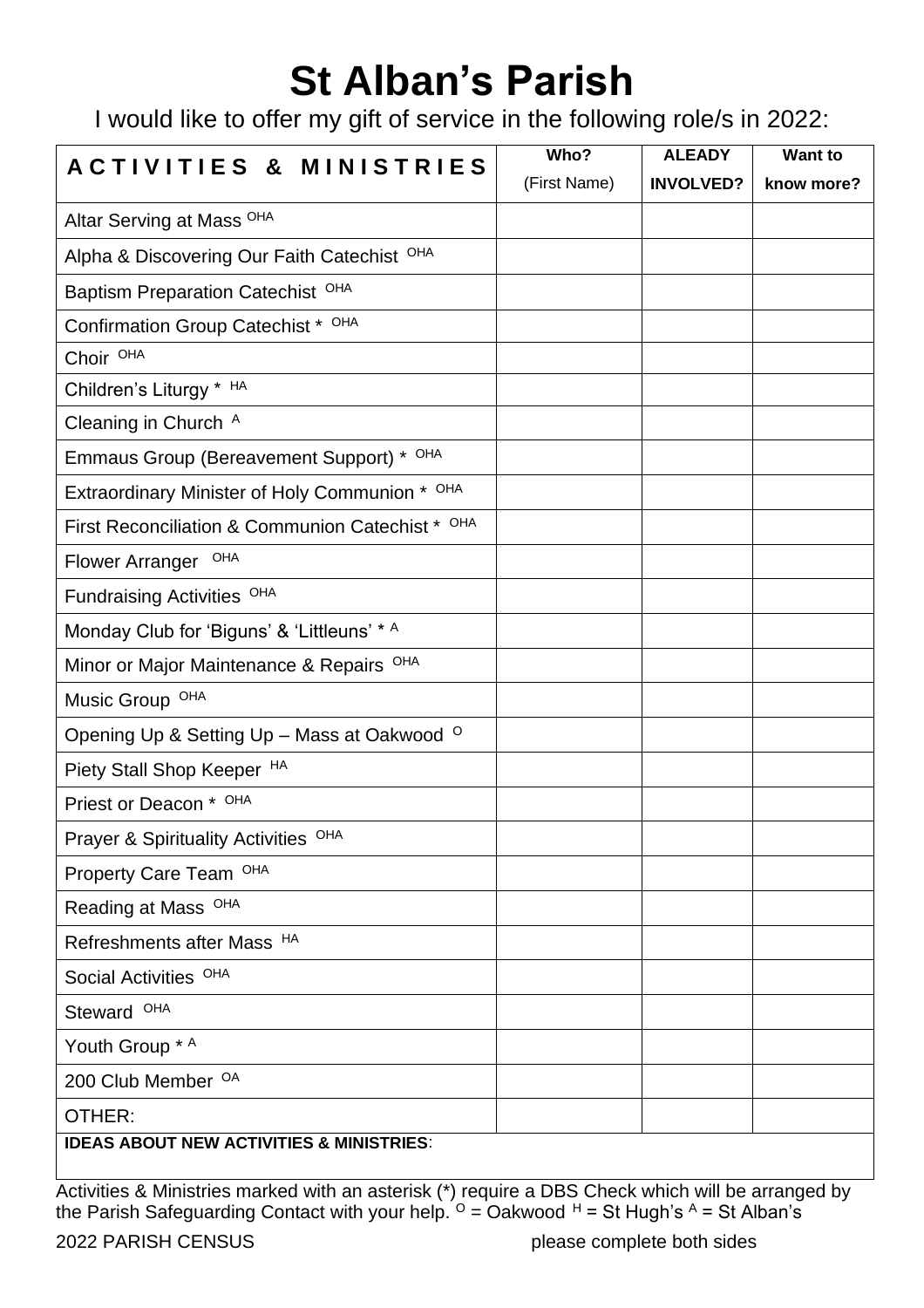# St Alban's Parish

I would like to offer my gift of service in the following role/s in 2022:

| ACTIVITIES & MINISTRIES | Who? (First Name) | ALEADY INVOLVED? | Want to know more? |
|---|---|---|---|
| Altar Serving at Mass OHA | | | |
| Alpha & Discovering Our Faith Catechist OHA | | | |
| Baptism Preparation Catechist OHA | | | |
| Confirmation Group Catechist * OHA | | | |
| Choir OHA | | | |
| Children's Liturgy * HA | | | |
| Cleaning in Church A | | | |
| Emmaus Group (Bereavement Support) * OHA | | | |
| Extraordinary Minister of Holy Communion * OHA | | | |
| First Reconciliation & Communion Catechist * OHA | | | |
| Flower Arranger OHA | | | |
| Fundraising Activities OHA | | | |
| Monday Club for 'Biguns' & 'Littleuns' * A | | | |
| Minor or Major Maintenance & Repairs OHA | | | |
| Music Group OHA | | | |
| Opening Up & Setting Up – Mass at Oakwood O | | | |
| Piety Stall Shop Keeper HA | | | |
| Priest or Deacon * OHA | | | |
| Prayer & Spirituality Activities OHA | | | |
| Property Care Team OHA | | | |
| Reading at Mass OHA | | | |
| Refreshments after Mass HA | | | |
| Social Activities OHA | | | |
| Steward OHA | | | |
| Youth Group * A | | | |
| 200 Club Member OA | | | |
| OTHER: | | | |

**IDEAS ABOUT NEW ACTIVITIES & MINISTRIES**:

Activities & Ministries marked with an asterisk (*) require a DBS Check which will be arranged by the Parish Safeguarding Contact with your help. O = Oakwood H = St Hugh's A = St Alban's

2022 PARISH CENSUS please complete both sides